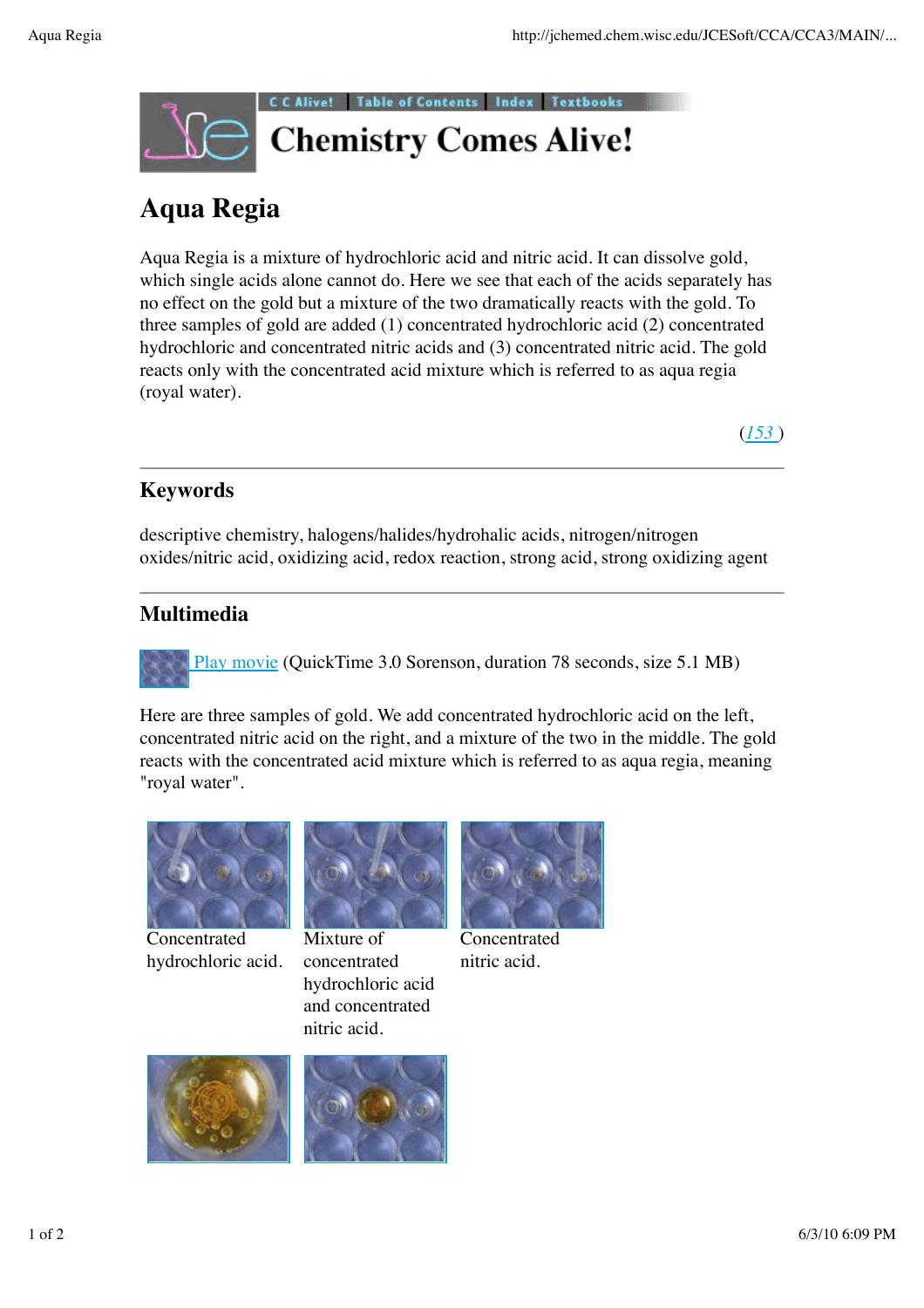C C Alive! | Table of Contents | Index | Textbooks

# Chemistry Comes Alive!

# Aqua Regia

Aqua Regia is a mixture of hydrochloric acid and nitric acid. It can dissolve gold, which single acids alone cannot do. Here we see that each of the acids separately has no effect on the gold but a mixture of the two dramatically reacts with the gold. To three samples of gold are added (1) concentrated hydrochloric acid (2) concentrated hydrochloric and concentrated nitric acids and (3) concentrated nitric acid. The gold reacts only with the concentrated acid mixture which is referred to as aqua regia (royal water).

(153 )

## Keywords

descriptive chemistry, halogens/halides/hydrohalic acids, nitrogen/nitrogen oxides/nitric acid, oxidizing acid, redox reaction, strong acid, strong oxidizing agent

## Multimedia

Play movie (QuickTime 3.0 Sorenson, duration 78 seconds, size 5.1 MB)

Here are three samples of gold. We add concentrated hydrochloric acid on the left, concentrated nitric acid on the right, and a mixture of the two in the middle. The gold reacts with the concentrated acid mixture which is referred to as aqua regia, meaning "royal water".

Concentrated hydrochloric acid.

Mixture of concentrated hydrochloric acid and concentrated nitric acid.

Concentrated nitric acid.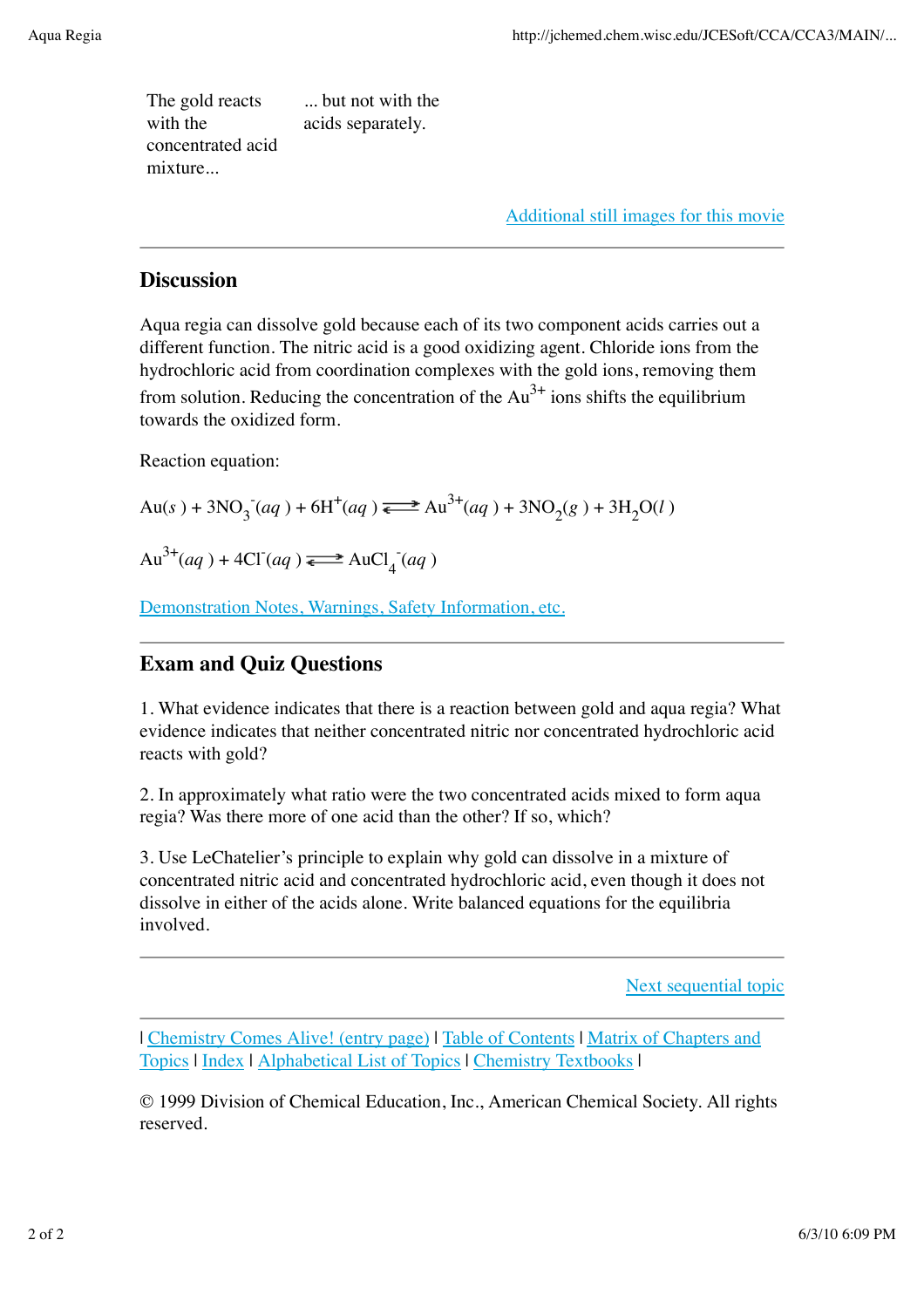The gold reacts with the concentrated acid mixture...

... but not with the acids separately.

[Additional still images for this movie]()

---

## Discussion

Aqua regia can dissolve gold because each of its two component acids carries out a different function. The nitric acid is a good oxidizing agent. Chloride ions from the hydrochloric acid from coordination complexes with the gold ions, removing them from solution. Reducing the concentration of the $Au^{3+}$ ions shifts the equilibrium towards the oxidized form.

Reaction equation:

$$Au(s) + 3NO_3^-(aq) + 6H^+(aq) \rightleftharpoons Au^{3+}(aq) + 3NO_2(g) + 3H_2O(l)$$

$$Au^{3+}(aq) + 4Cl^-(aq) \rightleftharpoons AuCl_4^-(aq)$$

[Demonstration Notes, Warnings, Safety Information, etc.]()

---

## Exam and Quiz Questions

1. What evidence indicates that there is a reaction between gold and aqua regia? What evidence indicates that neither concentrated nitric nor concentrated hydrochloric acid reacts with gold?

2. In approximately what ratio were the two concentrated acids mixed to form aqua regia? Was there more of one acid than the other? If so, which?

3. Use LeChatelier's principle to explain why gold can dissolve in a mixture of concentrated nitric acid and concentrated hydrochloric acid, even though it does not dissolve in either of the acids alone. Write balanced equations for the equilibria involved.

---

[Next sequential topic]()

---

| [Chemistry Comes Alive! (entry page)]() | [Table of Contents]() | [Matrix of Chapters and Topics]() | [Index]() | [Alphabetical List of Topics]() | [Chemistry Textbooks]() |

© 1999 Division of Chemical Education, Inc., American Chemical Society. All rights reserved.